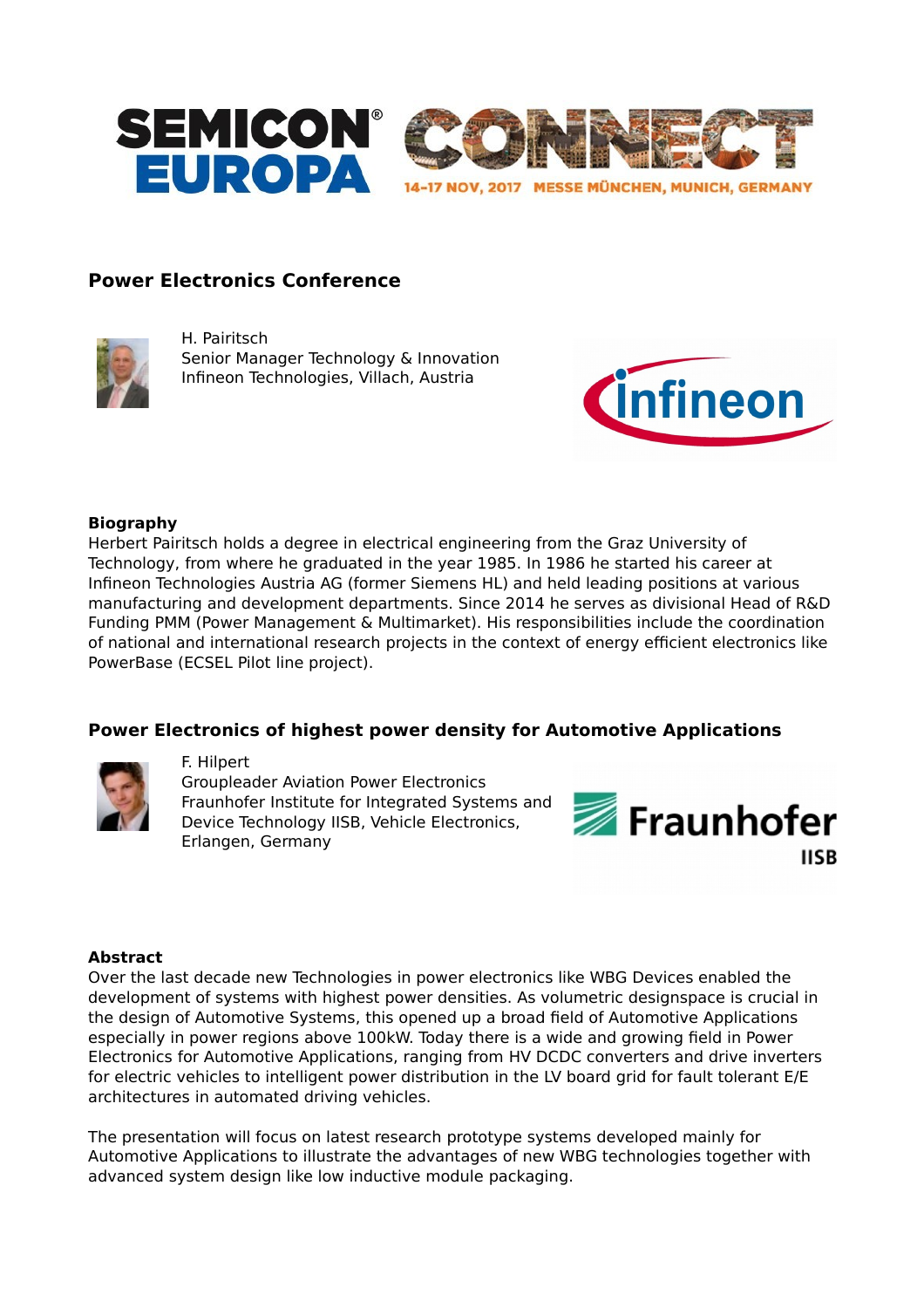SEMICON® EUROPA CONNECT

14-17 NOV, 2017 MESSE MÜNCHEN, MUNICH, GERMANY

## Power Electronics Conference

H. Pairitsch
Senior Manager Technology & Innovation
Infineon Technologies, Villach, Austria

**Biography**
Herbert Pairitsch holds a degree in electrical engineering from the Graz University of Technology, from where he graduated in the year 1985. In 1986 he started his career at Infineon Technologies Austria AG (former Siemens HL) and held leading positions at various manufacturing and development departments. Since 2014 he serves as divisional Head of R&D Funding PMM (Power Management & Multimarket). His responsibilities include the coordination of national and international research projects in the context of energy efficient electronics like PowerBase (ECSEL Pilot line project).

## Power Electronics of highest power density for Automotive Applications

F. Hilpert
Groupleader Aviation Power Electronics
Fraunhofer Institute for Integrated Systems and Device Technology IISB, Vehicle Electronics, Erlangen, Germany

**Abstract**
Over the last decade new Technologies in power electronics like WBG Devices enabled the development of systems with highest power densities. As volumetric designspace is crucial in the design of Automotive Systems, this opened up a broad field of Automotive Applications especially in power regions above 100kW. Today there is a wide and growing field in Power Electronics for Automotive Applications, ranging from HV DCDC converters and drive inverters for electric vehicles to intelligent power distribution in the LV board grid for fault tolerant E/E architectures in automated driving vehicles.

The presentation will focus on latest research prototype systems developed mainly for Automotive Applications to illustrate the advantages of new WBG technologies together with advanced system design like low inductive module packaging.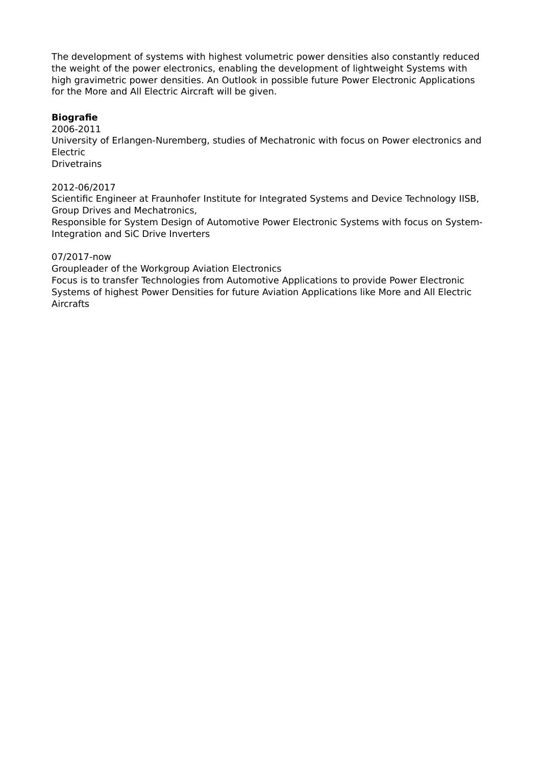The development of systems with highest volumetric power densities also constantly reduced the weight of the power electronics, enabling the development of lightweight Systems with high gravimetric power densities. An Outlook in possible future Power Electronic Applications for the More and All Electric Aircraft will be given.

**Biografie**

2006-2011
University of Erlangen-Nuremberg, studies of Mechatronic with focus on Power electronics and Electric
Drivetrains

2012-06/2017
Scientific Engineer at Fraunhofer Institute for Integrated Systems and Device Technology IISB, Group Drives and Mechatronics,
Responsible for System Design of Automotive Power Electronic Systems with focus on System-Integration and SiC Drive Inverters

07/2017-now
Groupleader of the Workgroup Aviation Electronics
Focus is to transfer Technologies from Automotive Applications to provide Power Electronic Systems of highest Power Densities for future Aviation Applications like More and All Electric Aircrafts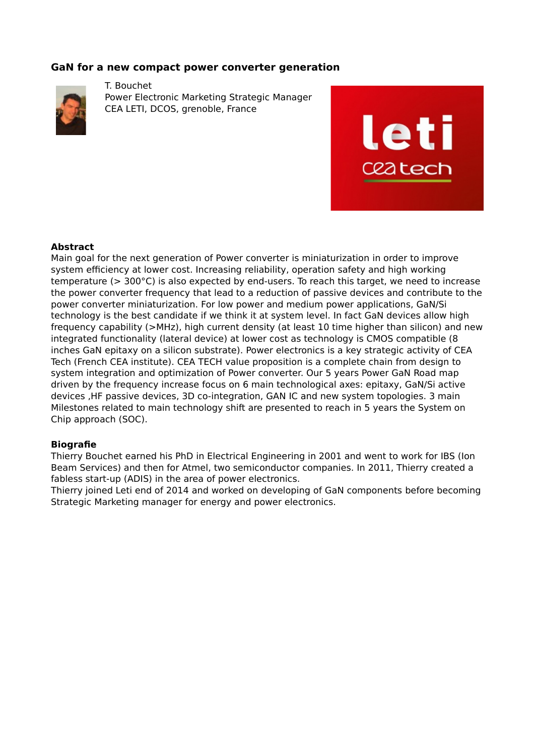## GaN for a new compact power converter generation

T. Bouchet
Power Electronic Marketing Strategic Manager
CEA LETI, DCOS, grenoble, France

**Abstract**
Main goal for the next generation of Power converter is miniaturization in order to improve system efficiency at lower cost. Increasing reliability, operation safety and high working temperature (> 300°C) is also expected by end-users. To reach this target, we need to increase the power converter frequency that lead to a reduction of passive devices and contribute to the power converter miniaturization. For low power and medium power applications, GaN/Si technology is the best candidate if we think it at system level. In fact GaN devices allow high frequency capability (>MHz), high current density (at least 10 time higher than silicon) and new integrated functionality (lateral device) at lower cost as technology is CMOS compatible (8 inches GaN epitaxy on a silicon substrate). Power electronics is a key strategic activity of CEA Tech (French CEA institute). CEA TECH value proposition is a complete chain from design to system integration and optimization of Power converter. Our 5 years Power GaN Road map driven by the frequency increase focus on 6 main technological axes: epitaxy, GaN/Si active devices ,HF passive devices, 3D co-integration, GAN IC and new system topologies. 3 main Milestones related to main technology shift are presented to reach in 5 years the System on Chip approach (SOC).

**Biografie**
Thierry Bouchet earned his PhD in Electrical Engineering in 2001 and went to work for IBS (Ion Beam Services) and then for Atmel, two semiconductor companies. In 2011, Thierry created a fabless start-up (ADIS) in the area of power electronics.
Thierry joined Leti end of 2014 and worked on developing of GaN components before becoming Strategic Marketing manager for energy and power electronics.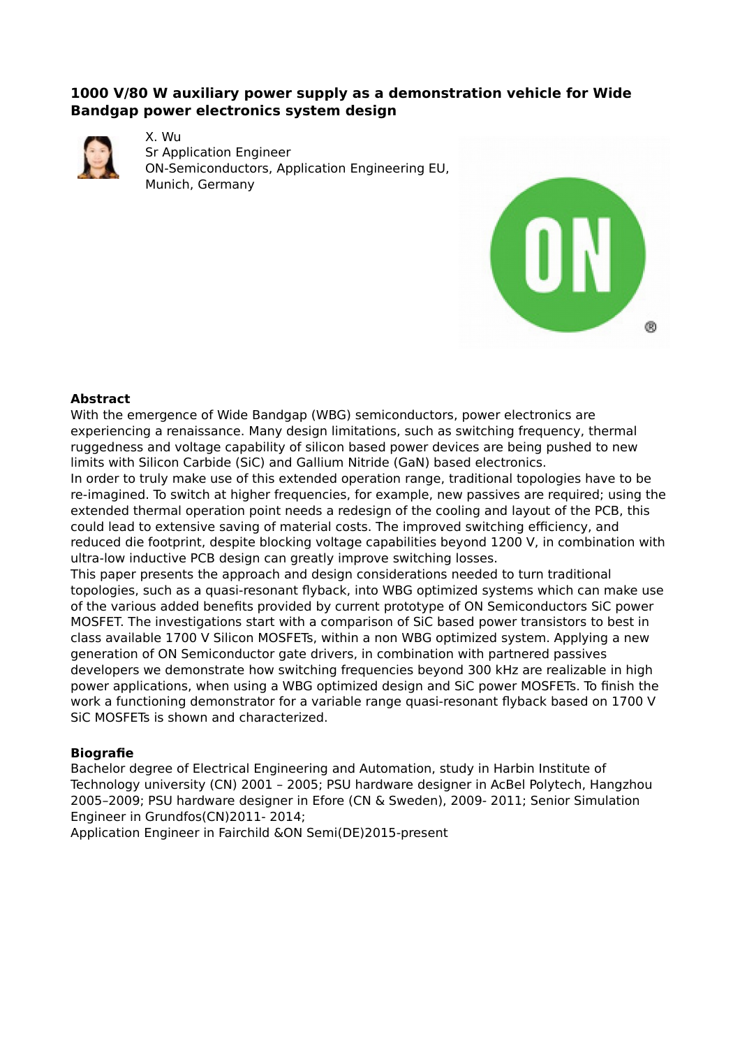### 1000 V/80 W auxiliary power supply as a demonstration vehicle for Wide Bandgap power electronics system design

X. Wu
Sr Application Engineer
ON-Semiconductors, Application Engineering EU,
Munich, Germany

**Abstract**

With the emergence of Wide Bandgap (WBG) semiconductors, power electronics are experiencing a renaissance. Many design limitations, such as switching frequency, thermal ruggedness and voltage capability of silicon based power devices are being pushed to new limits with Silicon Carbide (SiC) and Gallium Nitride (GaN) based electronics.
In order to truly make use of this extended operation range, traditional topologies have to be re-imagined. To switch at higher frequencies, for example, new passives are required; using the extended thermal operation point needs a redesign of the cooling and layout of the PCB, this could lead to extensive saving of material costs. The improved switching efficiency, and reduced die footprint, despite blocking voltage capabilities beyond 1200 V, in combination with ultra-low inductive PCB design can greatly improve switching losses.
This paper presents the approach and design considerations needed to turn traditional topologies, such as a quasi-resonant flyback, into WBG optimized systems which can make use of the various added benefits provided by current prototype of ON Semiconductors SiC power MOSFET. The investigations start with a comparison of SiC based power transistors to best in class available 1700 V Silicon MOSFETs, within a non WBG optimized system. Applying a new generation of ON Semiconductor gate drivers, in combination with partnered passives developers we demonstrate how switching frequencies beyond 300 kHz are realizable in high power applications, when using a WBG optimized design and SiC power MOSFETs. To finish the work a functioning demonstrator for a variable range quasi-resonant flyback based on 1700 V SiC MOSFETs is shown and characterized.

**Biografie**

Bachelor degree of Electrical Engineering and Automation, study in Harbin Institute of Technology university (CN) 2001 – 2005; PSU hardware designer in AcBel Polytech, Hangzhou 2005–2009; PSU hardware designer in Efore (CN & Sweden), 2009- 2011; Senior Simulation Engineer in Grundfos(CN)2011- 2014;
Application Engineer in Fairchild &ON Semi(DE)2015-present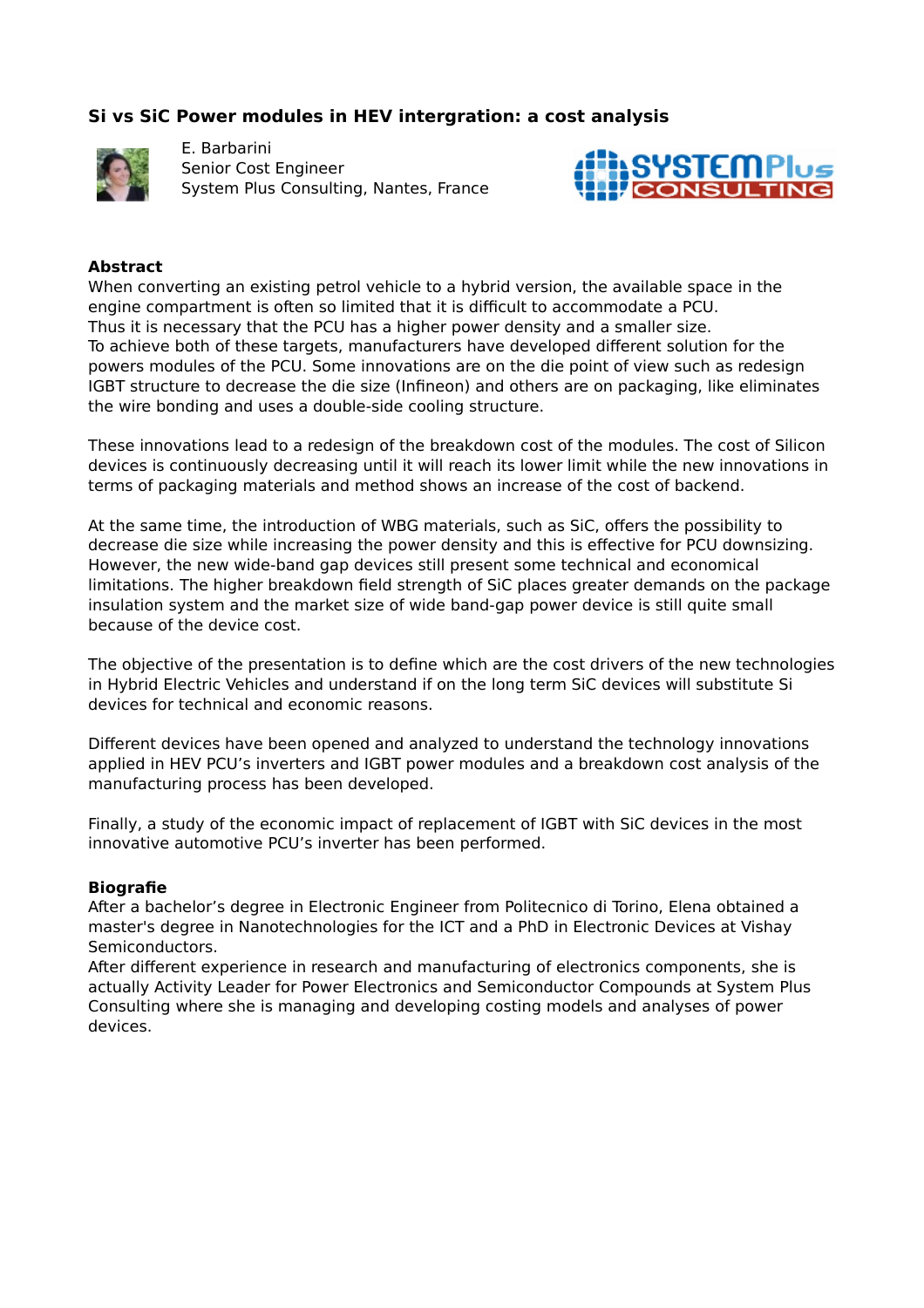## Si vs SiC Power modules in HEV intergration: a cost analysis

E. Barbarini
Senior Cost Engineer
System Plus Consulting, Nantes, France

### Abstract

When converting an existing petrol vehicle to a hybrid version, the available space in the engine compartment is often so limited that it is difficult to accommodate a PCU.
Thus it is necessary that the PCU has a higher power density and a smaller size.
To achieve both of these targets, manufacturers have developed different solution for the powers modules of the PCU. Some innovations are on the die point of view such as redesign IGBT structure to decrease the die size (Infineon) and others are on packaging, like eliminates the wire bonding and uses a double-side cooling structure.

These innovations lead to a redesign of the breakdown cost of the modules. The cost of Silicon devices is continuously decreasing until it will reach its lower limit while the new innovations in terms of packaging materials and method shows an increase of the cost of backend.

At the same time, the introduction of WBG materials, such as SiC, offers the possibility to decrease die size while increasing the power density and this is effective for PCU downsizing. However, the new wide-band gap devices still present some technical and economical limitations. The higher breakdown field strength of SiC places greater demands on the package insulation system and the market size of wide band-gap power device is still quite small because of the device cost.

The objective of the presentation is to define which are the cost drivers of the new technologies in Hybrid Electric Vehicles and understand if on the long term SiC devices will substitute Si devices for technical and economic reasons.

Different devices have been opened and analyzed to understand the technology innovations applied in HEV PCU's inverters and IGBT power modules and a breakdown cost analysis of the manufacturing process has been developed.

Finally, a study of the economic impact of replacement of IGBT with SiC devices in the most innovative automotive PCU's inverter has been performed.

### Biografie

After a bachelor's degree in Electronic Engineer from Politecnico di Torino, Elena obtained a master's degree in Nanotechnologies for the ICT and a PhD in Electronic Devices at Vishay Semiconductors.
After different experience in research and manufacturing of electronics components, she is actually Activity Leader for Power Electronics and Semiconductor Compounds at System Plus Consulting where she is managing and developing costing models and analyses of power devices.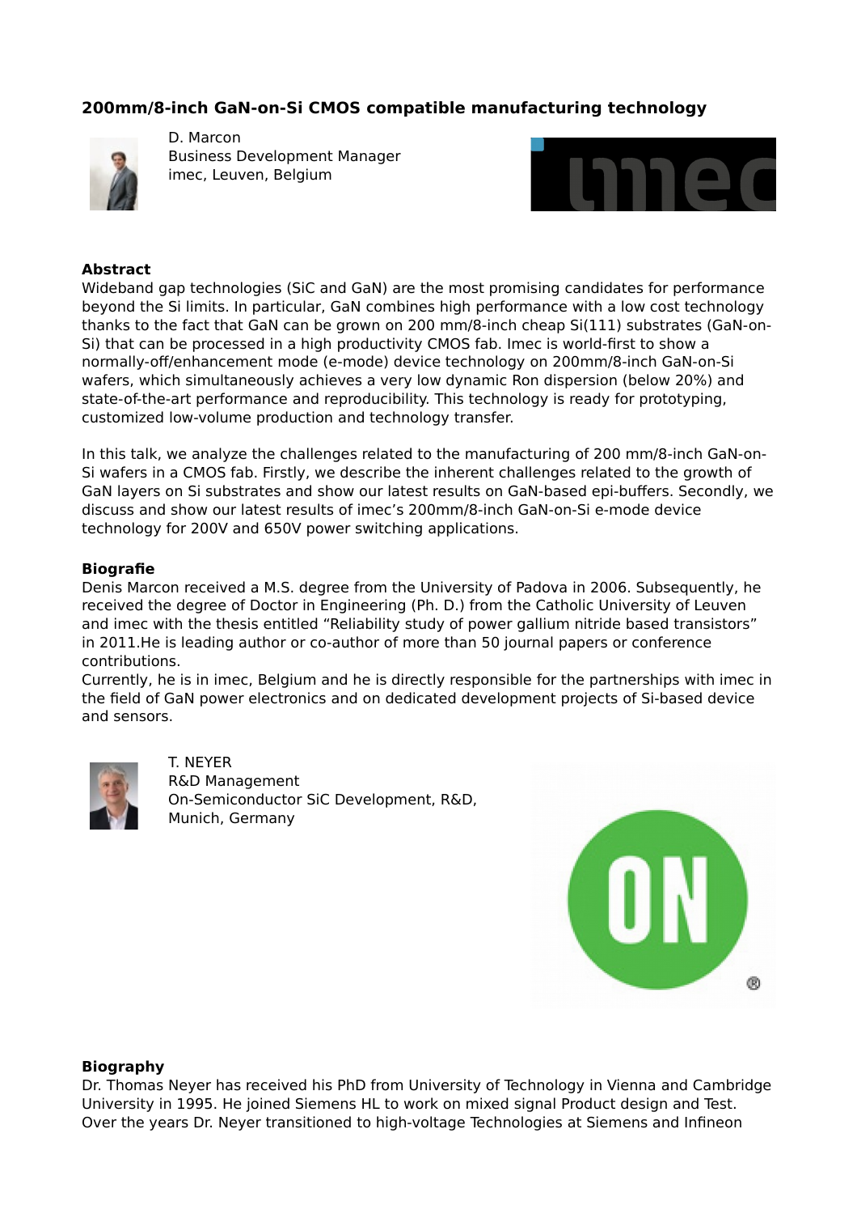### 200mm/8-inch GaN-on-Si CMOS compatible manufacturing technology

D. Marcon
Business Development Manager
imec, Leuven, Belgium

**Abstract**

Wideband gap technologies (SiC and GaN) are the most promising candidates for performance beyond the Si limits. In particular, GaN combines high performance with a low cost technology thanks to the fact that GaN can be grown on 200 mm/8-inch cheap Si(111) substrates (GaN-on-Si) that can be processed in a high productivity CMOS fab. Imec is world-first to show a normally-off/enhancement mode (e-mode) device technology on 200mm/8-inch GaN-on-Si wafers, which simultaneously achieves a very low dynamic Ron dispersion (below 20%) and state-of-the-art performance and reproducibility. This technology is ready for prototyping, customized low-volume production and technology transfer.

In this talk, we analyze the challenges related to the manufacturing of 200 mm/8-inch GaN-on-Si wafers in a CMOS fab. Firstly, we describe the inherent challenges related to the growth of GaN layers on Si substrates and show our latest results on GaN-based epi-buffers. Secondly, we discuss and show our latest results of imec's 200mm/8-inch GaN-on-Si e-mode device technology for 200V and 650V power switching applications.

**Biografie**

Denis Marcon received a M.S. degree from the University of Padova in 2006. Subsequently, he received the degree of Doctor in Engineering (Ph. D.) from the Catholic University of Leuven and imec with the thesis entitled "Reliability study of power gallium nitride based transistors" in 2011.He is leading author or co-author of more than 50 journal papers or conference contributions.
Currently, he is in imec, Belgium and he is directly responsible for the partnerships with imec in the field of GaN power electronics and on dedicated development projects of Si-based device and sensors.

T. NEYER
R&D Management
On-Semiconductor SiC Development, R&D,
Munich, Germany

**Biography**

Dr. Thomas Neyer has received his PhD from University of Technology in Vienna and Cambridge University in 1995. He joined Siemens HL to work on mixed signal Product design and Test. Over the years Dr. Neyer transitioned to high-voltage Technologies at Siemens and Infineon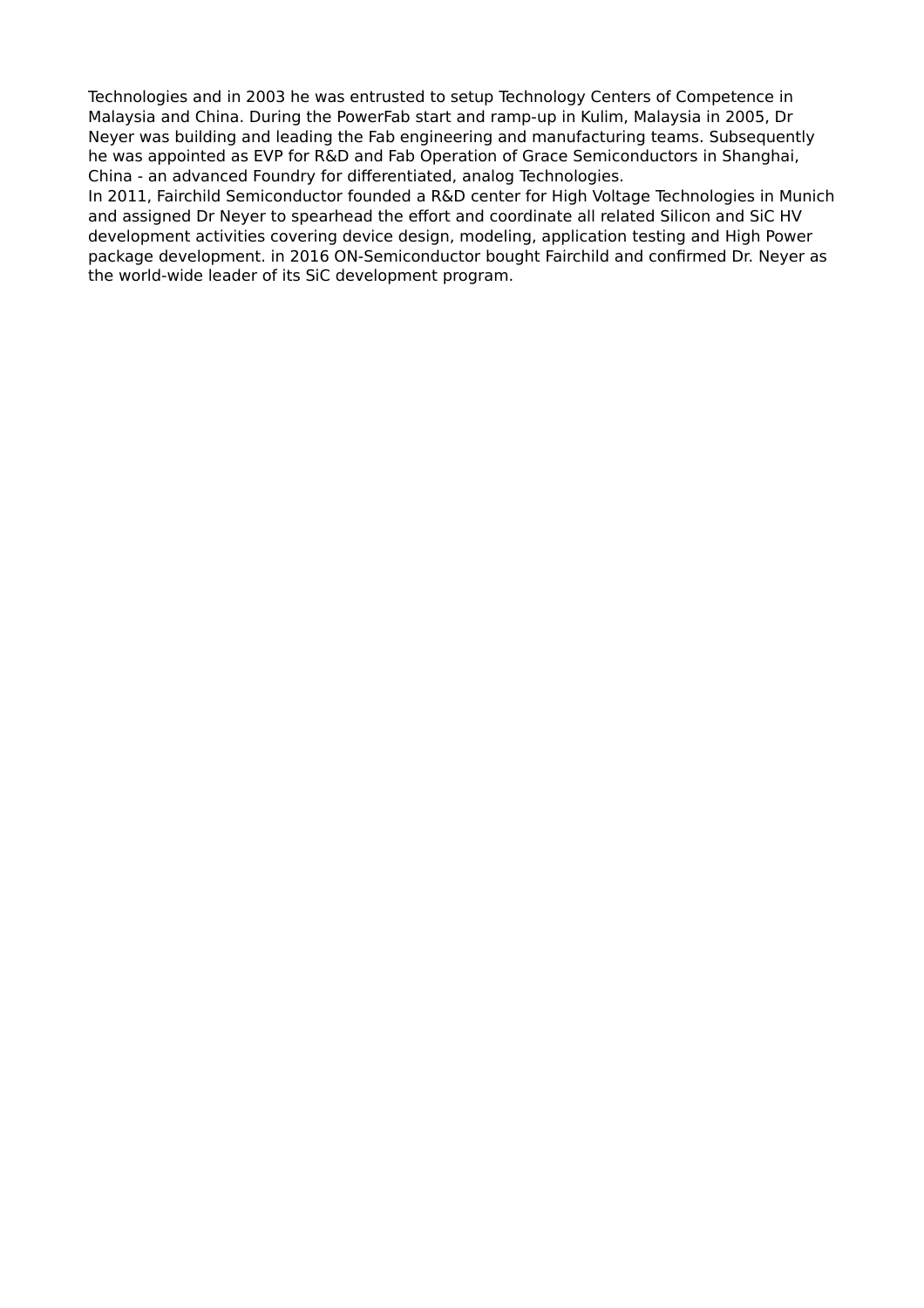Technologies and in 2003 he was entrusted to setup Technology Centers of Competence in Malaysia and China. During the PowerFab start and ramp-up in Kulim, Malaysia in 2005, Dr Neyer was building and leading the Fab engineering and manufacturing teams. Subsequently he was appointed as EVP for R&D and Fab Operation of Grace Semiconductors in Shanghai, China - an advanced Foundry for differentiated, analog Technologies.
In 2011, Fairchild Semiconductor founded a R&D center for High Voltage Technologies in Munich and assigned Dr Neyer to spearhead the effort and coordinate all related Silicon and SiC HV development activities covering device design, modeling, application testing and High Power package development. in 2016 ON-Semiconductor bought Fairchild and confirmed Dr. Neyer as the world-wide leader of its SiC development program.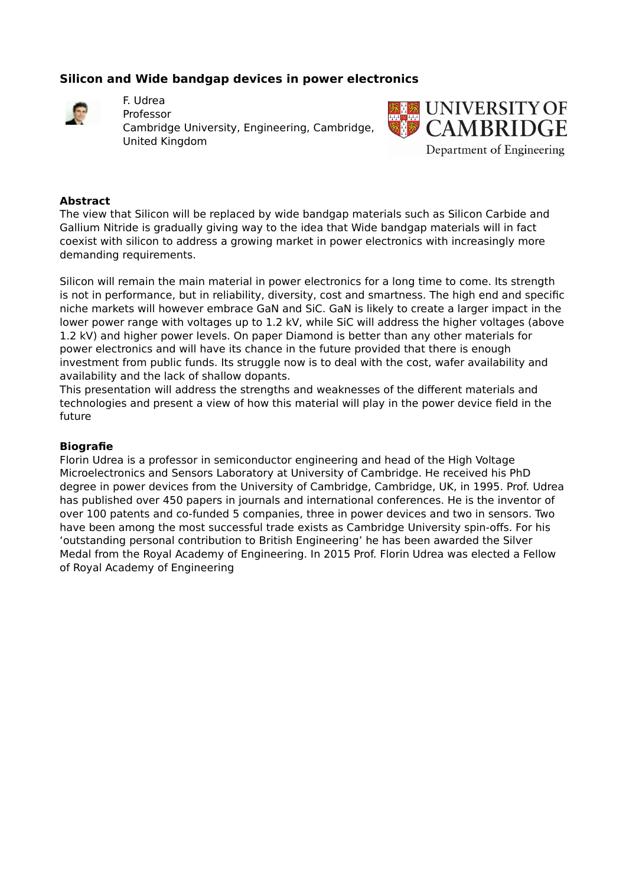## Silicon and Wide bandgap devices in power electronics

F. Udrea
Professor
Cambridge University, Engineering, Cambridge,
United Kingdom

**Abstract**
The view that Silicon will be replaced by wide bandgap materials such as Silicon Carbide and Gallium Nitride is gradually giving way to the idea that Wide bandgap materials will in fact coexist with silicon to address a growing market in power electronics with increasingly more demanding requirements.

Silicon will remain the main material in power electronics for a long time to come. Its strength is not in performance, but in reliability, diversity, cost and smartness. The high end and specific niche markets will however embrace GaN and SiC. GaN is likely to create a larger impact in the lower power range with voltages up to 1.2 kV, while SiC will address the higher voltages (above 1.2 kV) and higher power levels. On paper Diamond is better than any other materials for power electronics and will have its chance in the future provided that there is enough investment from public funds. Its struggle now is to deal with the cost, wafer availability and availability and the lack of shallow dopants.
This presentation will address the strengths and weaknesses of the different materials and technologies and present a view of how this material will play in the power device field in the future

**Biografie**
Florin Udrea is a professor in semiconductor engineering and head of the High Voltage Microelectronics and Sensors Laboratory at University of Cambridge. He received his PhD degree in power devices from the University of Cambridge, Cambridge, UK, in 1995. Prof. Udrea has published over 450 papers in journals and international conferences. He is the inventor of over 100 patents and co-funded 5 companies, three in power devices and two in sensors. Two have been among the most successful trade exists as Cambridge University spin-offs. For his 'outstanding personal contribution to British Engineering' he has been awarded the Silver Medal from the Royal Academy of Engineering. In 2015 Prof. Florin Udrea was elected a Fellow of Royal Academy of Engineering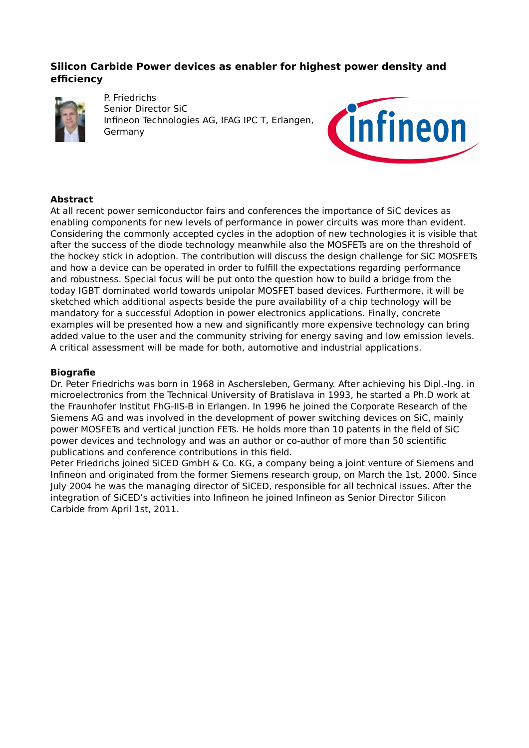## Silicon Carbide Power devices as enabler for highest power density and efficiency

P. Friedrichs
Senior Director SiC
Infineon Technologies AG, IFAG IPC T, Erlangen, Germany

### Abstract

At all recent power semiconductor fairs and conferences the importance of SiC devices as enabling components for new levels of performance in power circuits was more than evident. Considering the commonly accepted cycles in the adoption of new technologies it is visible that after the success of the diode technology meanwhile also the MOSFETs are on the threshold of the hockey stick in adoption. The contribution will discuss the design challenge for SiC MOSFETs and how a device can be operated in order to fulfill the expectations regarding performance and robustness. Special focus will be put onto the question how to build a bridge from the today IGBT dominated world towards unipolar MOSFET based devices. Furthermore, it will be sketched which additional aspects beside the pure availability of a chip technology will be mandatory for a successful Adoption in power electronics applications. Finally, concrete examples will be presented how a new and significantly more expensive technology can bring added value to the user and the community striving for energy saving and low emission levels. A critical assessment will be made for both, automotive and industrial applications.

### Biografie

Dr. Peter Friedrichs was born in 1968 in Aschersleben, Germany. After achieving his Dipl.-Ing. in microelectronics from the Technical University of Bratislava in 1993, he started a Ph.D work at the Fraunhofer Institut FhG-IIS-B in Erlangen. In 1996 he joined the Corporate Research of the Siemens AG and was involved in the development of power switching devices on SiC, mainly power MOSFETs and vertical junction FETs. He holds more than 10 patents in the field of SiC power devices and technology and was an author or co-author of more than 50 scientific publications and conference contributions in this field.
Peter Friedrichs joined SiCED GmbH & Co. KG, a company being a joint venture of Siemens and Infineon and originated from the former Siemens research group, on March the 1st, 2000. Since July 2004 he was the managing director of SiCED, responsible for all technical issues. After the integration of SiCED's activities into Infineon he joined Infineon as Senior Director Silicon Carbide from April 1st, 2011.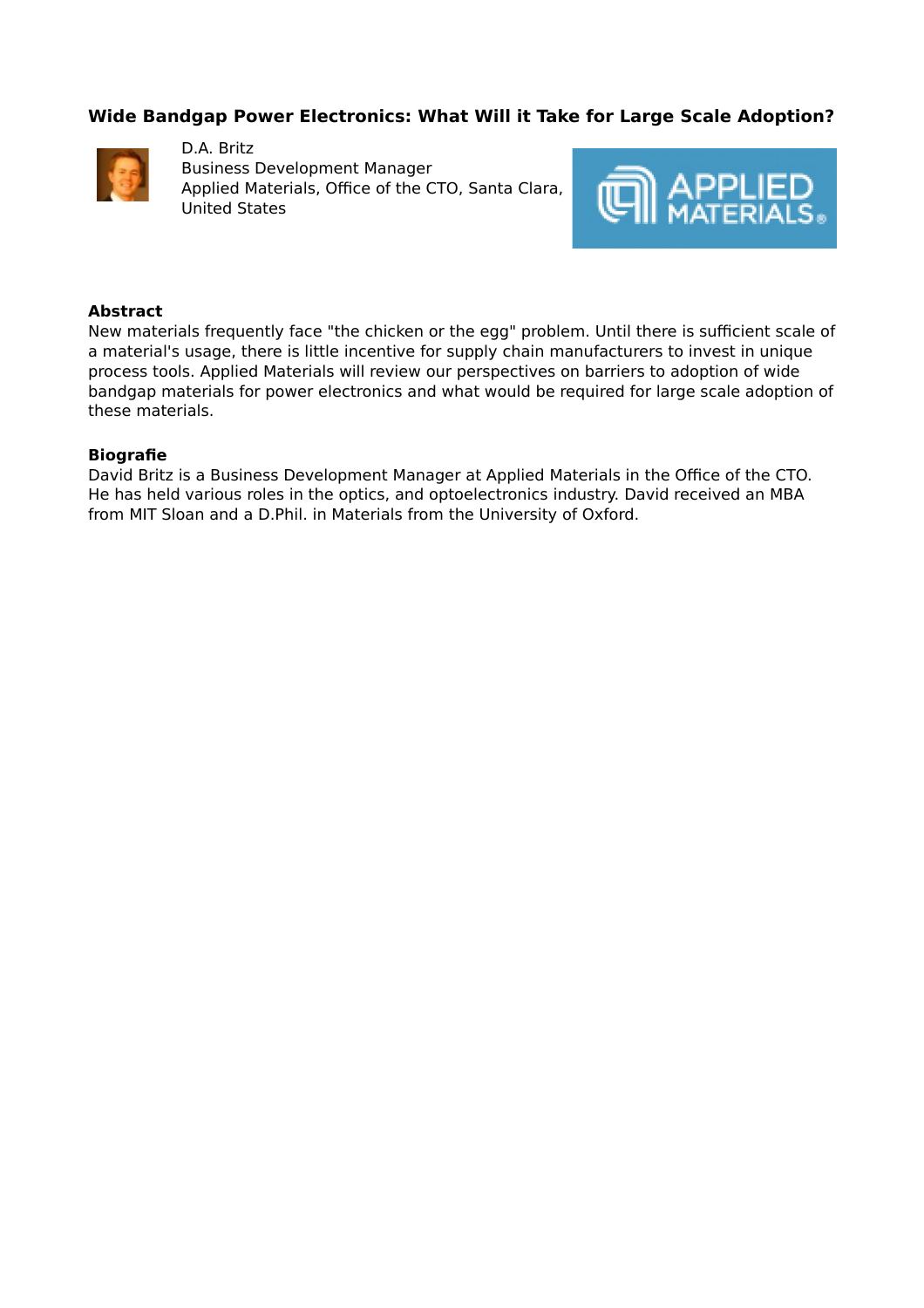## Wide Bandgap Power Electronics: What Will it Take for Large Scale Adoption?

D.A. Britz
Business Development Manager
Applied Materials, Office of the CTO, Santa Clara, United States

**Abstract**

New materials frequently face "the chicken or the egg" problem. Until there is sufficient scale of a material's usage, there is little incentive for supply chain manufacturers to invest in unique process tools. Applied Materials will review our perspectives on barriers to adoption of wide bandgap materials for power electronics and what would be required for large scale adoption of these materials.

**Biografie**

David Britz is a Business Development Manager at Applied Materials in the Office of the CTO. He has held various roles in the optics, and optoelectronics industry. David received an MBA from MIT Sloan and a D.Phil. in Materials from the University of Oxford.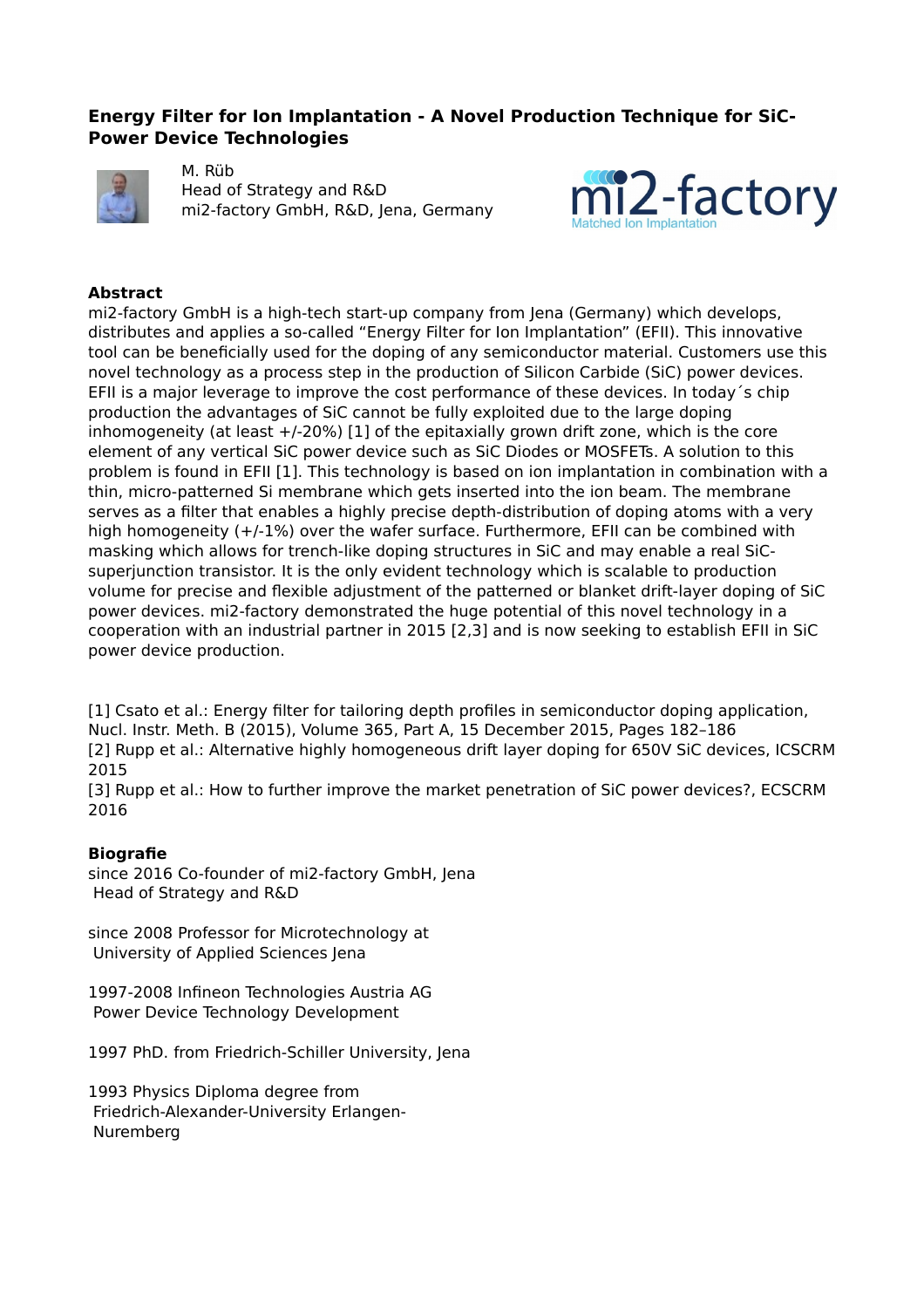## Energy Filter for Ion Implantation - A Novel Production Technique for SiC-Power Device Technologies

M. Rüb
Head of Strategy and R&D
mi2-factory GmbH, R&D, Jena, Germany

### Abstract

mi2-factory GmbH is a high-tech start-up company from Jena (Germany) which develops, distributes and applies a so-called "Energy Filter for Ion Implantation" (EFII). This innovative tool can be beneficially used for the doping of any semiconductor material. Customers use this novel technology as a process step in the production of Silicon Carbide (SiC) power devices. EFII is a major leverage to improve the cost performance of these devices. In today´s chip production the advantages of SiC cannot be fully exploited due to the large doping inhomogeneity (at least +/-20%) [1] of the epitaxially grown drift zone, which is the core element of any vertical SiC power device such as SiC Diodes or MOSFETs. A solution to this problem is found in EFII [1]. This technology is based on ion implantation in combination with a thin, micro-patterned Si membrane which gets inserted into the ion beam. The membrane serves as a filter that enables a highly precise depth-distribution of doping atoms with a very high homogeneity (+/-1%) over the wafer surface. Furthermore, EFII can be combined with masking which allows for trench-like doping structures in SiC and may enable a real SiC-superjunction transistor. It is the only evident technology which is scalable to production volume for precise and flexible adjustment of the patterned or blanket drift-layer doping of SiC power devices. mi2-factory demonstrated the huge potential of this novel technology in a cooperation with an industrial partner in 2015 [2,3] and is now seeking to establish EFII in SiC power device production.

[1] Csato et al.: Energy filter for tailoring depth profiles in semiconductor doping application, Nucl. Instr. Meth. B (2015), Volume 365, Part A, 15 December 2015, Pages 182–186
[2] Rupp et al.: Alternative highly homogeneous drift layer doping for 650V SiC devices, ICSCRM 2015
[3] Rupp et al.: How to further improve the market penetration of SiC power devices?, ECSCRM 2016

### Biografie

since 2016 Co-founder of mi2-factory GmbH, Jena
Head of Strategy and R&D

since 2008 Professor for Microtechnology at
University of Applied Sciences Jena

1997-2008 Infineon Technologies Austria AG
Power Device Technology Development

1997 PhD. from Friedrich-Schiller University, Jena

1993 Physics Diploma degree from
Friedrich-Alexander-University Erlangen-Nuremberg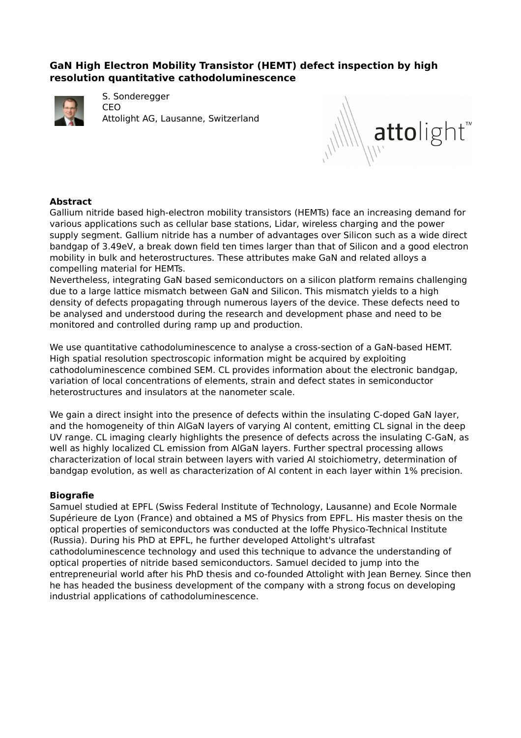## GaN High Electron Mobility Transistor (HEMT) defect inspection by high resolution quantitative cathodoluminescence

S. Sonderegger
CEO
Attolight AG, Lausanne, Switzerland

### Abstract

Gallium nitride based high-electron mobility transistors (HEMTs) face an increasing demand for various applications such as cellular base stations, Lidar, wireless charging and the power supply segment. Gallium nitride has a number of advantages over Silicon such as a wide direct bandgap of 3.49eV, a break down field ten times larger than that of Silicon and a good electron mobility in bulk and heterostructures. These attributes make GaN and related alloys a compelling material for HEMTs.
Nevertheless, integrating GaN based semiconductors on a silicon platform remains challenging due to a large lattice mismatch between GaN and Silicon. This mismatch yields to a high density of defects propagating through numerous layers of the device. These defects need to be analysed and understood during the research and development phase and need to be monitored and controlled during ramp up and production.

We use quantitative cathodoluminescence to analyse a cross-section of a GaN-based HEMT. High spatial resolution spectroscopic information might be acquired by exploiting cathodoluminescence combined SEM. CL provides information about the electronic bandgap, variation of local concentrations of elements, strain and defect states in semiconductor heterostructures and insulators at the nanometer scale.

We gain a direct insight into the presence of defects within the insulating C-doped GaN layer, and the homogeneity of thin AlGaN layers of varying Al content, emitting CL signal in the deep UV range. CL imaging clearly highlights the presence of defects across the insulating C-GaN, as well as highly localized CL emission from AlGaN layers. Further spectral processing allows characterization of local strain between layers with varied Al stoichiometry, determination of bandgap evolution, as well as characterization of Al content in each layer within 1% precision.

### Biografie

Samuel studied at EPFL (Swiss Federal Institute of Technology, Lausanne) and Ecole Normale Supérieure de Lyon (France) and obtained a MS of Physics from EPFL. His master thesis on the optical properties of semiconductors was conducted at the Ioffe Physico-Technical Institute (Russia). During his PhD at EPFL, he further developed Attolight's ultrafast cathodoluminescence technology and used this technique to advance the understanding of optical properties of nitride based semiconductors. Samuel decided to jump into the entrepreneurial world after his PhD thesis and co-founded Attolight with Jean Berney. Since then he has headed the business development of the company with a strong focus on developing industrial applications of cathodoluminescence.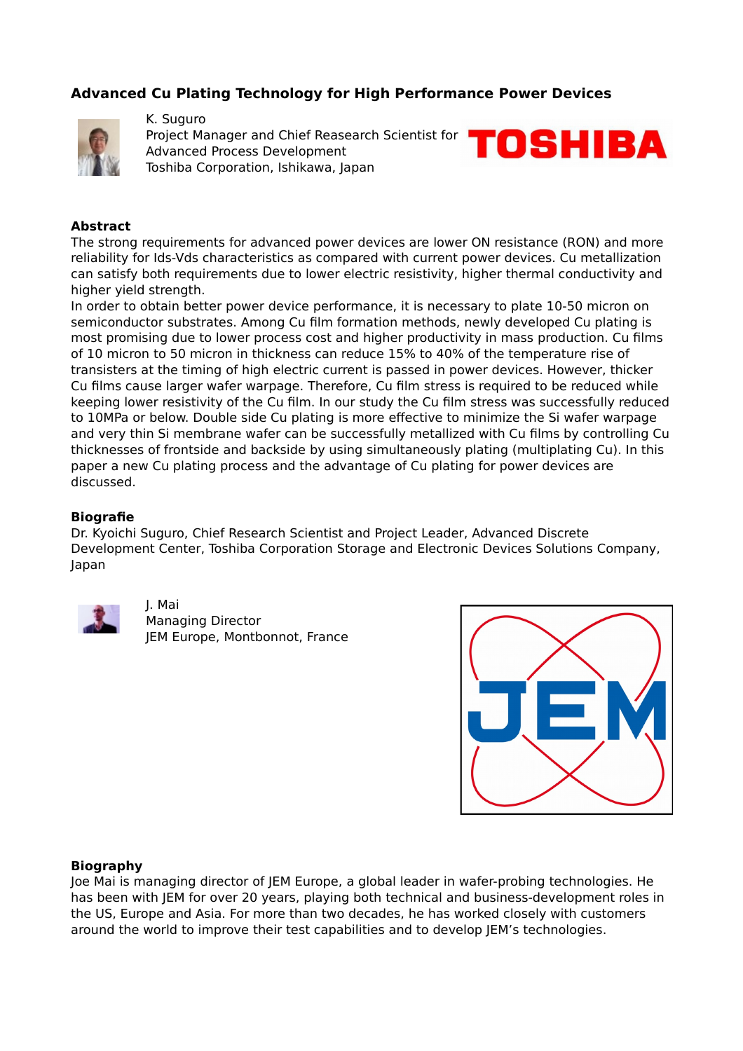## Advanced Cu Plating Technology for High Performance Power Devices

K. Suguro
Project Manager and Chief Reasearch Scientist for Advanced Process Development
Toshiba Corporation, Ishikawa, Japan

### Abstract

The strong requirements for advanced power devices are lower ON resistance (RON) and more reliability for Ids-Vds characteristics as compared with current power devices. Cu metallization can satisfy both requirements due to lower electric resistivity, higher thermal conductivity and higher yield strength.
In order to obtain better power device performance, it is necessary to plate 10-50 micron on semiconductor substrates. Among Cu film formation methods, newly developed Cu plating is most promising due to lower process cost and higher productivity in mass production. Cu films of 10 micron to 50 micron in thickness can reduce 15% to 40% of the temperature rise of transisters at the timing of high electric current is passed in power devices. However, thicker Cu films cause larger wafer warpage. Therefore, Cu film stress is required to be reduced while keeping lower resistivity of the Cu film. In our study the Cu film stress was successfully reduced to 10MPa or below. Double side Cu plating is more effective to minimize the Si wafer warpage and very thin Si membrane wafer can be successfully metallized with Cu films by controlling Cu thicknesses of frontside and backside by using simultaneously plating (multiplating Cu). In this paper a new Cu plating process and the advantage of Cu plating for power devices are discussed.

### Biografie

Dr. Kyoichi Suguro, Chief Research Scientist and Project Leader, Advanced Discrete Development Center, Toshiba Corporation Storage and Electronic Devices Solutions Company, Japan

J. Mai
Managing Director
JEM Europe, Montbonnot, France

### Biography

Joe Mai is managing director of JEM Europe, a global leader in wafer-probing technologies. He has been with JEM for over 20 years, playing both technical and business-development roles in the US, Europe and Asia. For more than two decades, he has worked closely with customers around the world to improve their test capabilities and to develop JEM's technologies.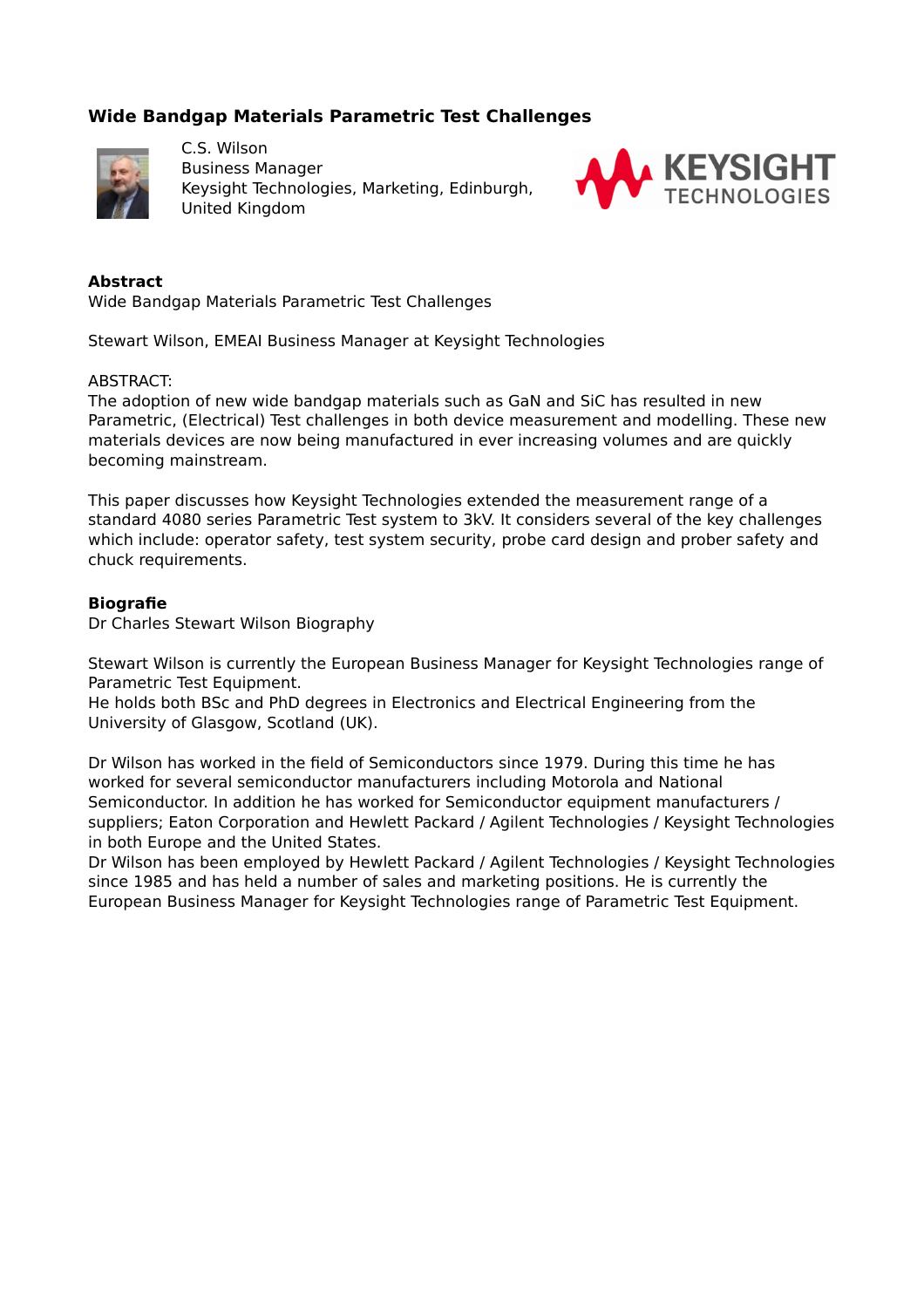## Wide Bandgap Materials Parametric Test Challenges

C.S. Wilson
Business Manager
Keysight Technologies, Marketing, Edinburgh,
United Kingdom

KEYSIGHT TECHNOLOGIES

**Abstract**
Wide Bandgap Materials Parametric Test Challenges

Stewart Wilson, EMEAI Business Manager at Keysight Technologies

ABSTRACT:
The adoption of new wide bandgap materials such as GaN and SiC has resulted in new Parametric, (Electrical) Test challenges in both device measurement and modelling. These new materials devices are now being manufactured in ever increasing volumes and are quickly becoming mainstream.

This paper discusses how Keysight Technologies extended the measurement range of a standard 4080 series Parametric Test system to 3kV. It considers several of the key challenges which include: operator safety, test system security, probe card design and prober safety and chuck requirements.

**Biografie**
Dr Charles Stewart Wilson Biography

Stewart Wilson is currently the European Business Manager for Keysight Technologies range of Parametric Test Equipment.
He holds both BSc and PhD degrees in Electronics and Electrical Engineering from the University of Glasgow, Scotland (UK).

Dr Wilson has worked in the field of Semiconductors since 1979. During this time he has worked for several semiconductor manufacturers including Motorola and National Semiconductor. In addition he has worked for Semiconductor equipment manufacturers / suppliers; Eaton Corporation and Hewlett Packard / Agilent Technologies / Keysight Technologies in both Europe and the United States.
Dr Wilson has been employed by Hewlett Packard / Agilent Technologies / Keysight Technologies since 1985 and has held a number of sales and marketing positions. He is currently the European Business Manager for Keysight Technologies range of Parametric Test Equipment.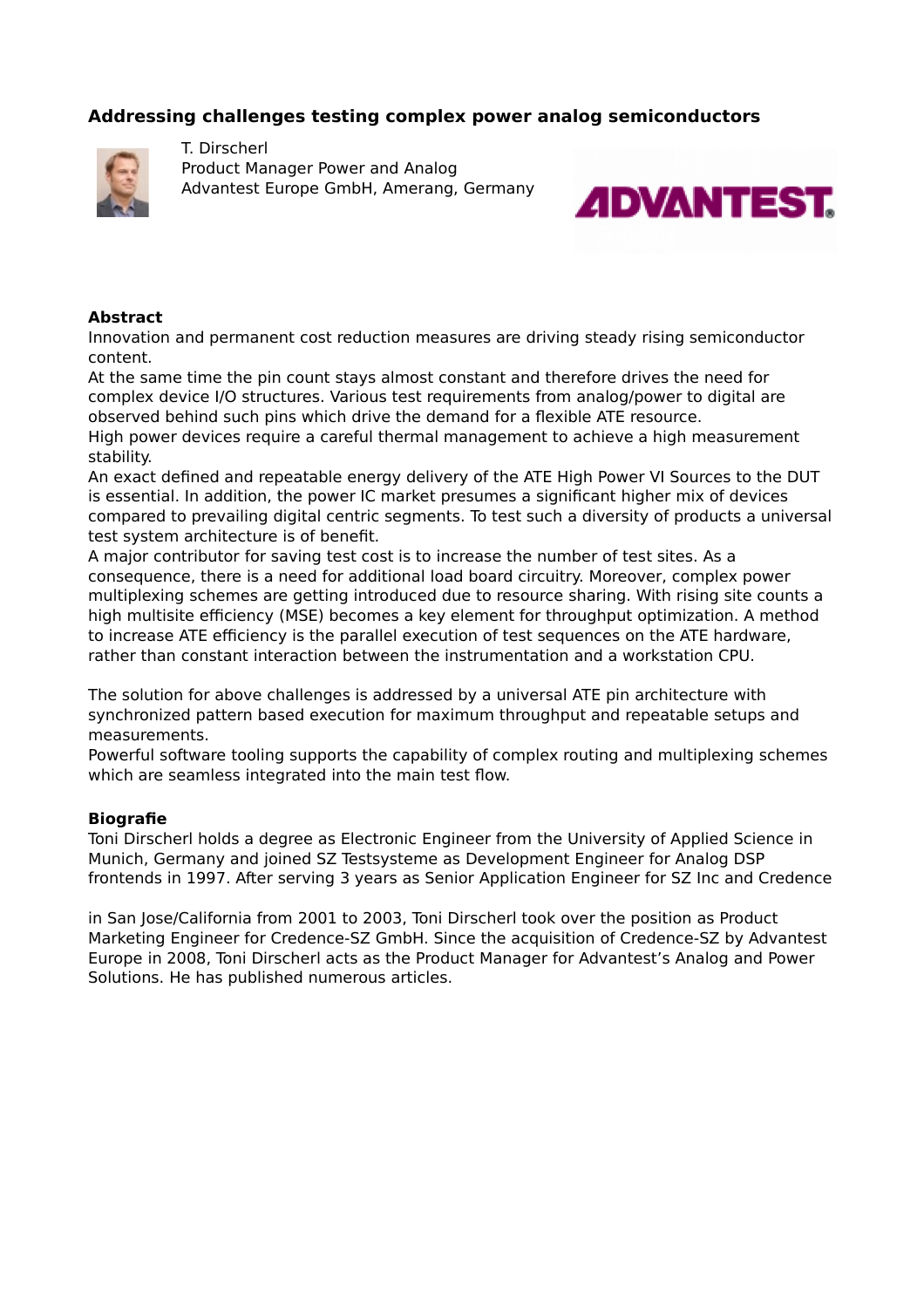## Addressing challenges testing complex power analog semiconductors

T. Dirscherl
Product Manager Power and Analog
Advantest Europe GmbH, Amerang, Germany

### Abstract

Innovation and permanent cost reduction measures are driving steady rising semiconductor content.
At the same time the pin count stays almost constant and therefore drives the need for complex device I/O structures. Various test requirements from analog/power to digital are observed behind such pins which drive the demand for a flexible ATE resource.
High power devices require a careful thermal management to achieve a high measurement stability.
An exact defined and repeatable energy delivery of the ATE High Power VI Sources to the DUT is essential. In addition, the power IC market presumes a significant higher mix of devices compared to prevailing digital centric segments. To test such a diversity of products a universal test system architecture is of benefit.
A major contributor for saving test cost is to increase the number of test sites. As a consequence, there is a need for additional load board circuitry. Moreover, complex power multiplexing schemes are getting introduced due to resource sharing. With rising site counts a high multisite efficiency (MSE) becomes a key element for throughput optimization. A method to increase ATE efficiency is the parallel execution of test sequences on the ATE hardware, rather than constant interaction between the instrumentation and a workstation CPU.

The solution for above challenges is addressed by a universal ATE pin architecture with synchronized pattern based execution for maximum throughput and repeatable setups and measurements.
Powerful software tooling supports the capability of complex routing and multiplexing schemes which are seamless integrated into the main test flow.

### Biografie

Toni Dirscherl holds a degree as Electronic Engineer from the University of Applied Science in Munich, Germany and joined SZ Testsysteme as Development Engineer for Analog DSP frontends in 1997. After serving 3 years as Senior Application Engineer for SZ Inc and Credence

in San Jose/California from 2001 to 2003, Toni Dirscherl took over the position as Product Marketing Engineer for Credence-SZ GmbH. Since the acquisition of Credence-SZ by Advantest Europe in 2008, Toni Dirscherl acts as the Product Manager for Advantest's Analog and Power Solutions. He has published numerous articles.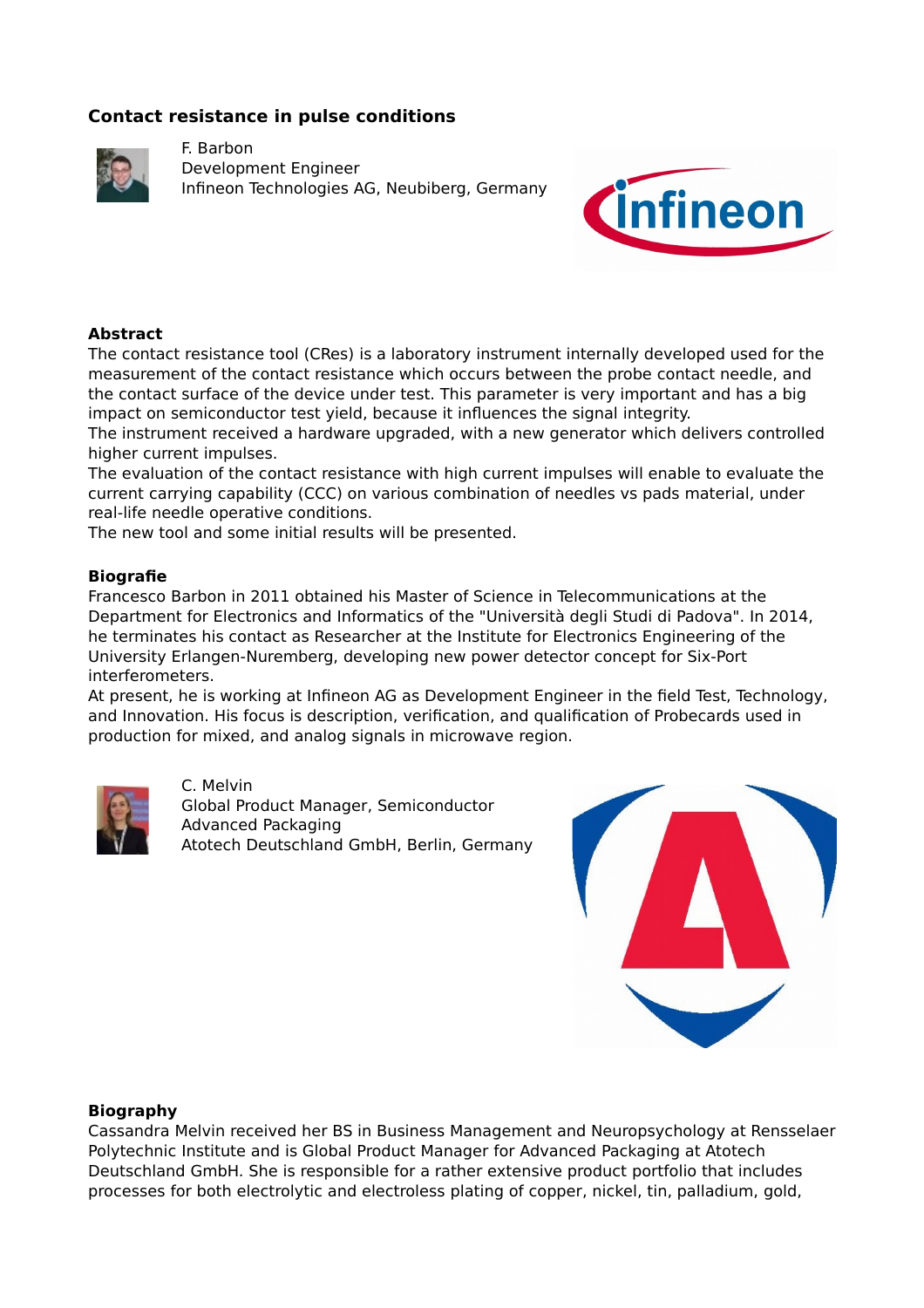## Contact resistance in pulse conditions

F. Barbon
Development Engineer
Infineon Technologies AG, Neubiberg, Germany

### Abstract

The contact resistance tool (CRes) is a laboratory instrument internally developed used for the measurement of the contact resistance which occurs between the probe contact needle, and the contact surface of the device under test. This parameter is very important and has a big impact on semiconductor test yield, because it influences the signal integrity.
The instrument received a hardware upgraded, with a new generator which delivers controlled higher current impulses.
The evaluation of the contact resistance with high current impulses will enable to evaluate the current carrying capability (CCC) on various combination of needles vs pads material, under real-life needle operative conditions.
The new tool and some initial results will be presented.

### Biografie

Francesco Barbon in 2011 obtained his Master of Science in Telecommunications at the Department for Electronics and Informatics of the "Università degli Studi di Padova". In 2014, he terminates his contact as Researcher at the Institute for Electronics Engineering of the University Erlangen-Nuremberg, developing new power detector concept for Six-Port interferometers.
At present, he is working at Infineon AG as Development Engineer in the field Test, Technology, and Innovation. His focus is description, verification, and qualification of Probecards used in production for mixed, and analog signals in microwave region.

C. Melvin
Global Product Manager, Semiconductor Advanced Packaging
Atotech Deutschland GmbH, Berlin, Germany

### Biography

Cassandra Melvin received her BS in Business Management and Neuropsychology at Rensselaer Polytechnic Institute and is Global Product Manager for Advanced Packaging at Atotech Deutschland GmbH. She is responsible for a rather extensive product portfolio that includes processes for both electrolytic and electroless plating of copper, nickel, tin, palladium, gold,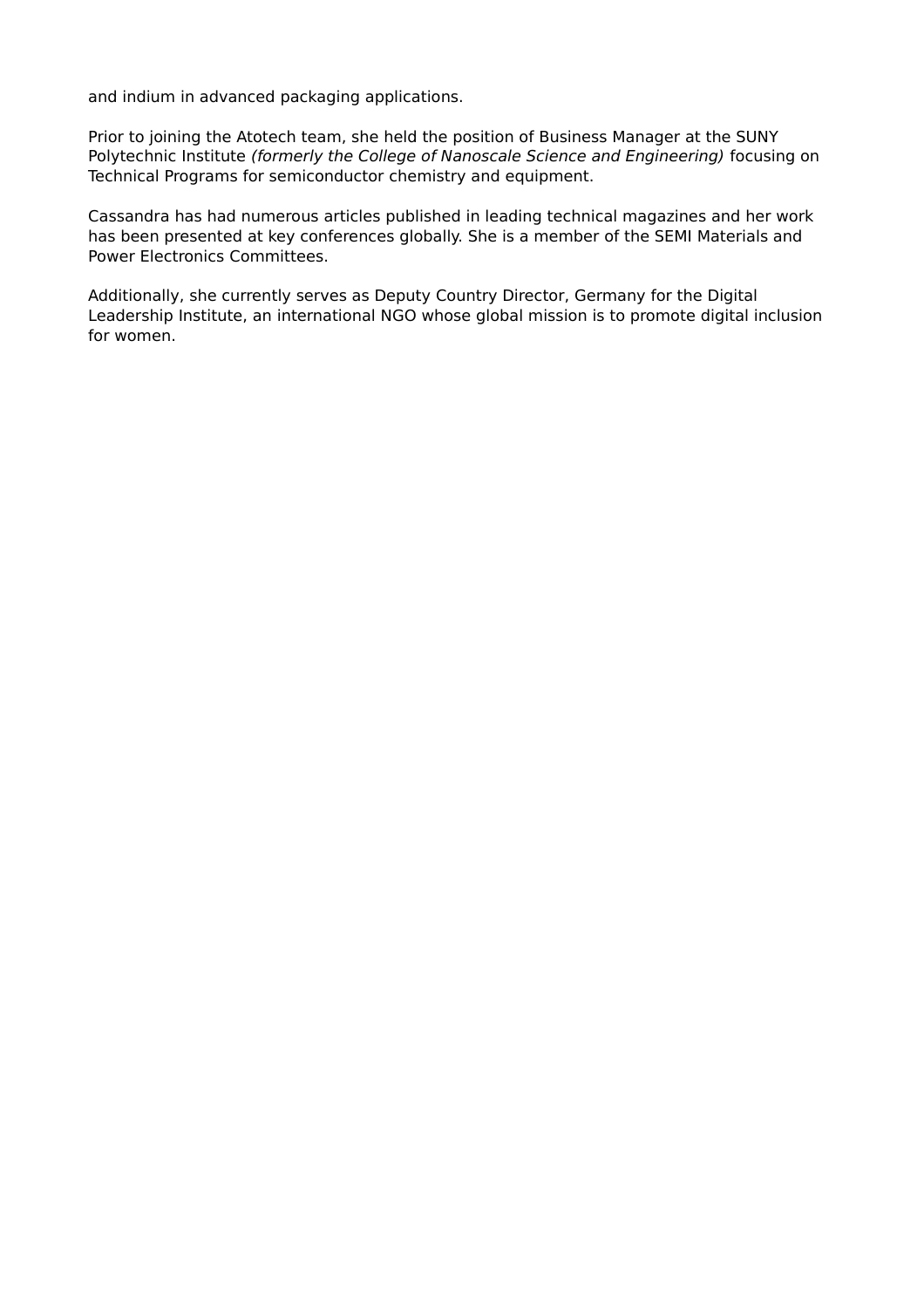and indium in advanced packaging applications.

Prior to joining the Atotech team, she held the position of Business Manager at the SUNY Polytechnic Institute *(formerly the College of Nanoscale Science and Engineering)* focusing on Technical Programs for semiconductor chemistry and equipment.

Cassandra has had numerous articles published in leading technical magazines and her work has been presented at key conferences globally. She is a member of the SEMI Materials and Power Electronics Committees.

Additionally, she currently serves as Deputy Country Director, Germany for the Digital Leadership Institute, an international NGO whose global mission is to promote digital inclusion for women.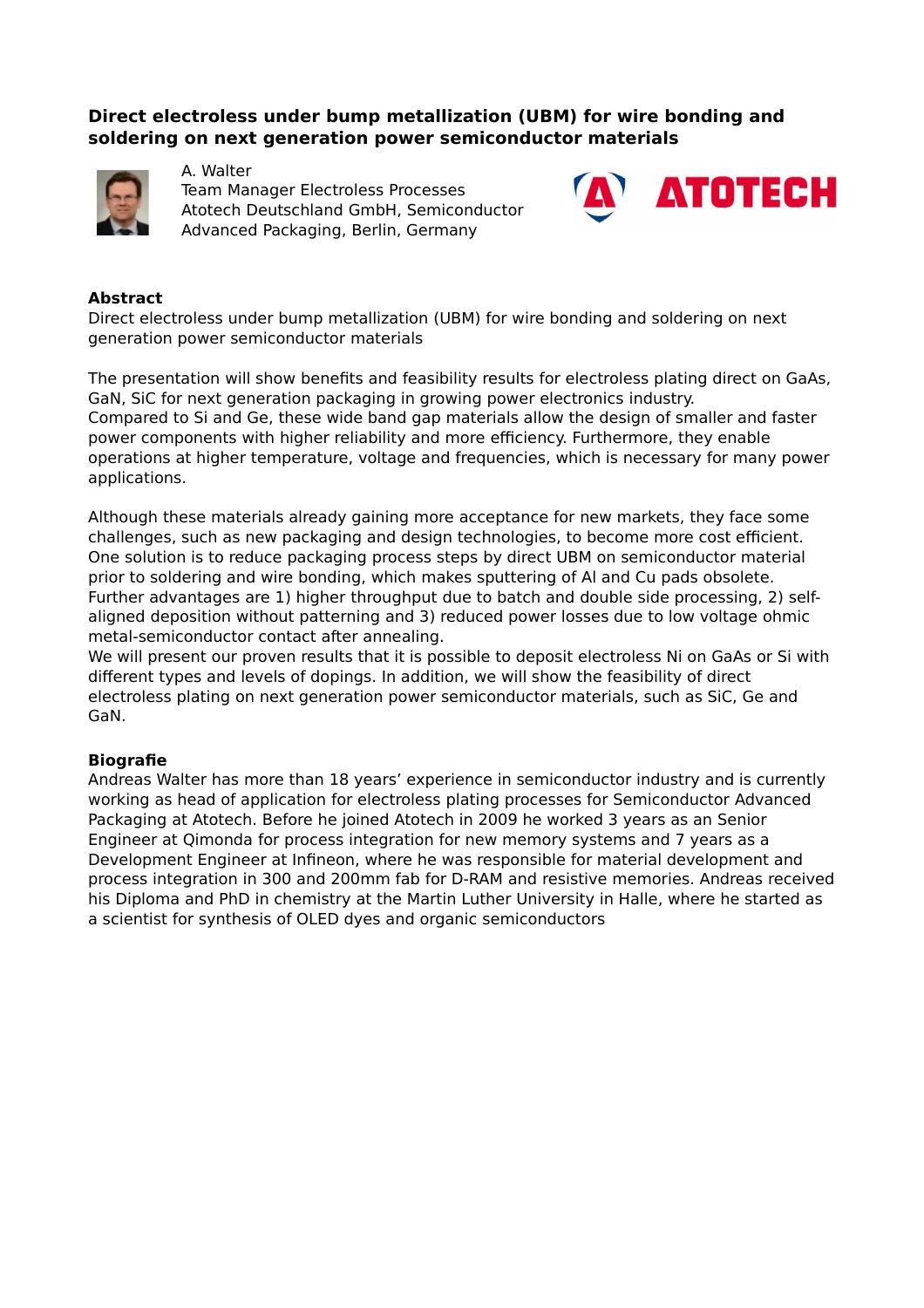## Direct electroless under bump metallization (UBM) for wire bonding and soldering on next generation power semiconductor materials

A. Walter
Team Manager Electroless Processes
Atotech Deutschland GmbH, Semiconductor Advanced Packaging, Berlin, Germany

ATOTECH

**Abstract**

Direct electroless under bump metallization (UBM) for wire bonding and soldering on next generation power semiconductor materials

The presentation will show benefits and feasibility results for electroless plating direct on GaAs, GaN, SiC for next generation packaging in growing power electronics industry.
Compared to Si and Ge, these wide band gap materials allow the design of smaller and faster power components with higher reliability and more efficiency. Furthermore, they enable operations at higher temperature, voltage and frequencies, which is necessary for many power applications.

Although these materials already gaining more acceptance for new markets, they face some challenges, such as new packaging and design technologies, to become more cost efficient. One solution is to reduce packaging process steps by direct UBM on semiconductor material prior to soldering and wire bonding, which makes sputtering of Al and Cu pads obsolete. Further advantages are 1) higher throughput due to batch and double side processing, 2) self-aligned deposition without patterning and 3) reduced power losses due to low voltage ohmic metal-semiconductor contact after annealing.
We will present our proven results that it is possible to deposit electroless Ni on GaAs or Si with different types and levels of dopings. In addition, we will show the feasibility of direct electroless plating on next generation power semiconductor materials, such as SiC, Ge and GaN.

**Biografie**

Andreas Walter has more than 18 years' experience in semiconductor industry and is currently working as head of application for electroless plating processes for Semiconductor Advanced Packaging at Atotech. Before he joined Atotech in 2009 he worked 3 years as an Senior Engineer at Qimonda for process integration for new memory systems and 7 years as a Development Engineer at Infineon, where he was responsible for material development and process integration in 300 and 200mm fab for D-RAM and resistive memories. Andreas received his Diploma and PhD in chemistry at the Martin Luther University in Halle, where he started as a scientist for synthesis of OLED dyes and organic semiconductors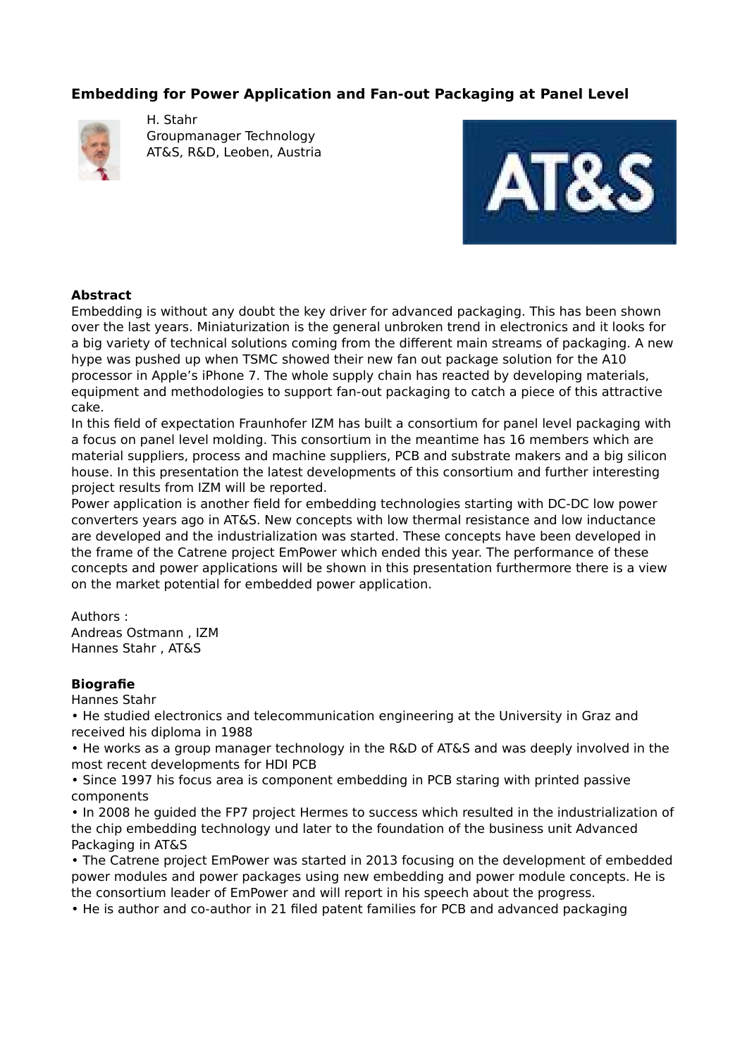## Embedding for Power Application and Fan-out Packaging at Panel Level

H. Stahr
Groupmanager Technology
AT&S, R&D, Leoben, Austria

**Abstract**

Embedding is without any doubt the key driver for advanced packaging. This has been shown over the last years. Miniaturization is the general unbroken trend in electronics and it looks for a big variety of technical solutions coming from the different main streams of packaging. A new hype was pushed up when TSMC showed their new fan out package solution for the A10 processor in Apple's iPhone 7. The whole supply chain has reacted by developing materials, equipment and methodologies to support fan-out packaging to catch a piece of this attractive cake.

In this field of expectation Fraunhofer IZM has built a consortium for panel level packaging with a focus on panel level molding. This consortium in the meantime has 16 members which are material suppliers, process and machine suppliers, PCB and substrate makers and a big silicon house. In this presentation the latest developments of this consortium and further interesting project results from IZM will be reported.

Power application is another field for embedding technologies starting with DC-DC low power converters years ago in AT&S. New concepts with low thermal resistance and low inductance are developed and the industrialization was started. These concepts have been developed in the frame of the Catrene project EmPower which ended this year. The performance of these concepts and power applications will be shown in this presentation furthermore there is a view on the market potential for embedded power application.

Authors :
Andreas Ostmann , IZM
Hannes Stahr , AT&S

**Biografie**

Hannes Stahr

- He studied electronics and telecommunication engineering at the University in Graz and received his diploma in 1988
- He works as a group manager technology in the R&D of AT&S and was deeply involved in the most recent developments for HDI PCB
- Since 1997 his focus area is component embedding in PCB staring with printed passive components
- In 2008 he guided the FP7 project Hermes to success which resulted in the industrialization of the chip embedding technology und later to the foundation of the business unit Advanced Packaging in AT&S
- The Catrene project EmPower was started in 2013 focusing on the development of embedded power modules and power packages using new embedding and power module concepts. He is the consortium leader of EmPower and will report in his speech about the progress.
- He is author and co-author in 21 filed patent families for PCB and advanced packaging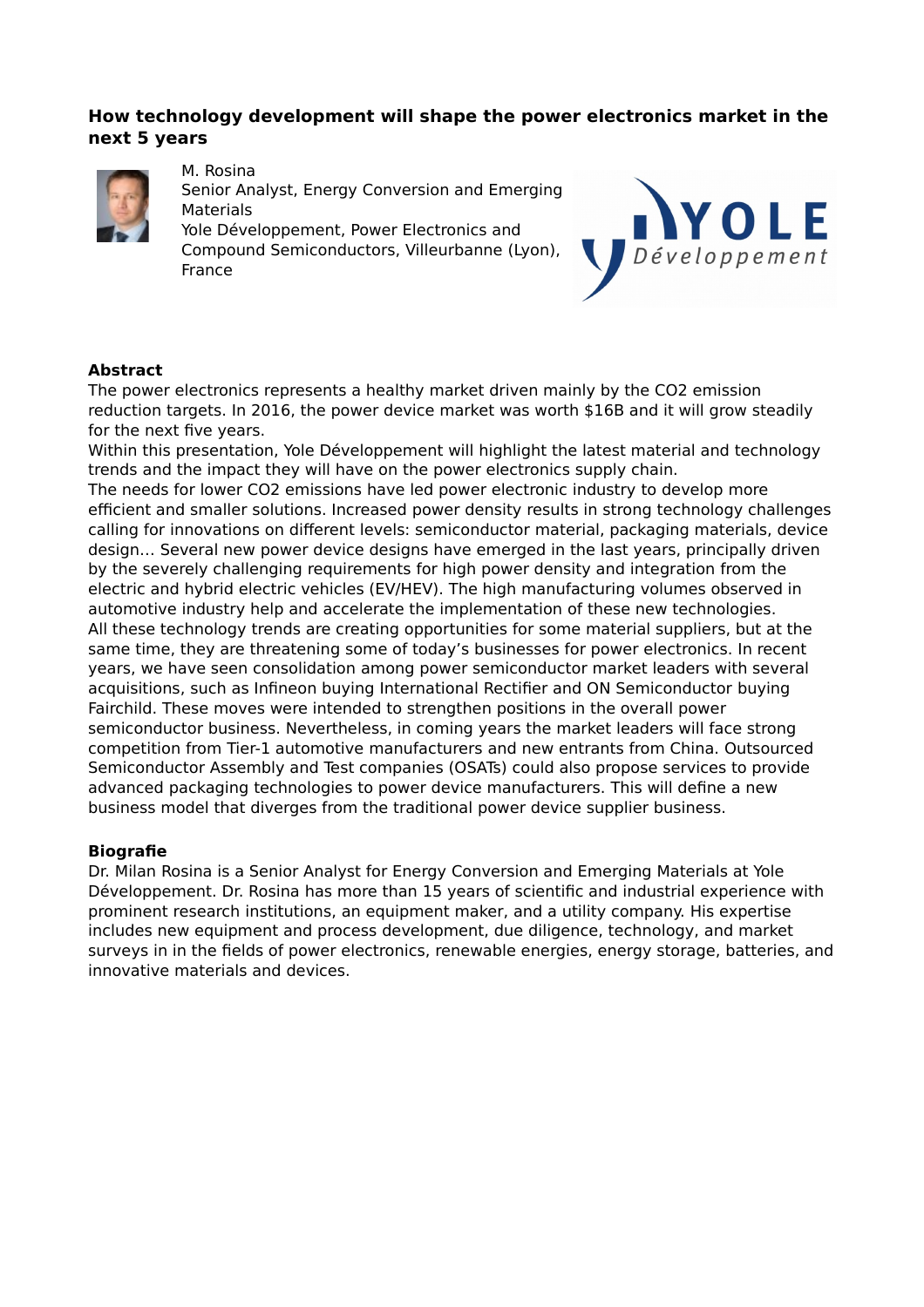## How technology development will shape the power electronics market in the next 5 years

M. Rosina
Senior Analyst, Energy Conversion and Emerging Materials
Yole Développement, Power Electronics and Compound Semiconductors, Villeurbanne (Lyon), France

### Abstract

The power electronics represents a healthy market driven mainly by the CO2 emission reduction targets. In 2016, the power device market was worth $16B and it will grow steadily for the next five years.
Within this presentation, Yole Développement will highlight the latest material and technology trends and the impact they will have on the power electronics supply chain.
The needs for lower CO2 emissions have led power electronic industry to develop more efficient and smaller solutions. Increased power density results in strong technology challenges calling for innovations on different levels: semiconductor material, packaging materials, device design... Several new power device designs have emerged in the last years, principally driven by the severely challenging requirements for high power density and integration from the electric and hybrid electric vehicles (EV/HEV). The high manufacturing volumes observed in automotive industry help and accelerate the implementation of these new technologies.
All these technology trends are creating opportunities for some material suppliers, but at the same time, they are threatening some of today's businesses for power electronics. In recent years, we have seen consolidation among power semiconductor market leaders with several acquisitions, such as Infineon buying International Rectifier and ON Semiconductor buying Fairchild. These moves were intended to strengthen positions in the overall power semiconductor business. Nevertheless, in coming years the market leaders will face strong competition from Tier-1 automotive manufacturers and new entrants from China. Outsourced Semiconductor Assembly and Test companies (OSATs) could also propose services to provide advanced packaging technologies to power device manufacturers. This will define a new business model that diverges from the traditional power device supplier business.

### Biografie

Dr. Milan Rosina is a Senior Analyst for Energy Conversion and Emerging Materials at Yole Développement. Dr. Rosina has more than 15 years of scientific and industrial experience with prominent research institutions, an equipment maker, and a utility company. His expertise includes new equipment and process development, due diligence, technology, and market surveys in in the fields of power electronics, renewable energies, energy storage, batteries, and innovative materials and devices.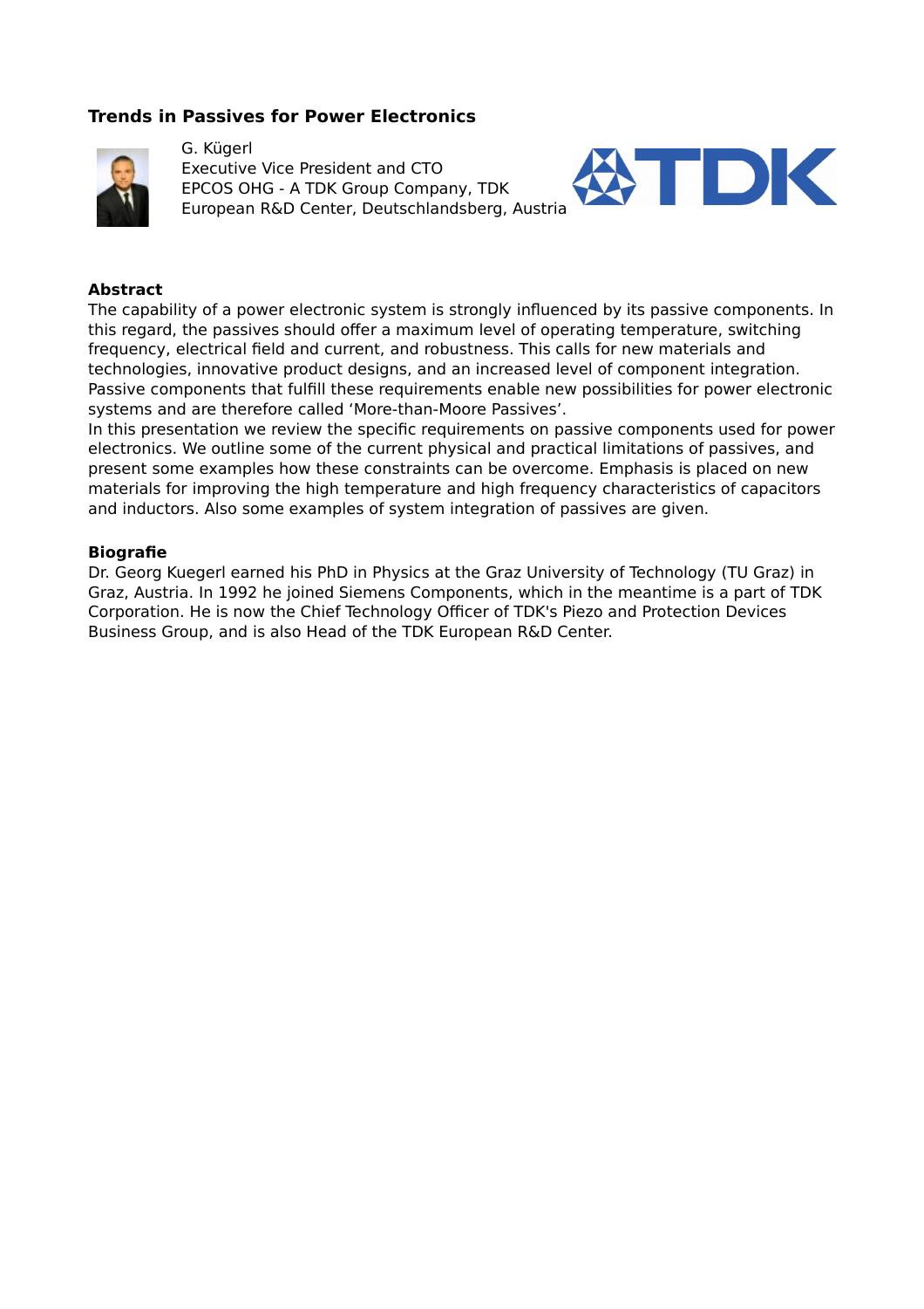## Trends in Passives for Power Electronics

G. Kügerl
Executive Vice President and CTO
EPCOS OHG - A TDK Group Company, TDK
European R&D Center, Deutschlandsberg, Austria

**Abstract**

The capability of a power electronic system is strongly influenced by its passive components. In this regard, the passives should offer a maximum level of operating temperature, switching frequency, electrical field and current, and robustness. This calls for new materials and technologies, innovative product designs, and an increased level of component integration. Passive components that fulfill these requirements enable new possibilities for power electronic systems and are therefore called 'More-than-Moore Passives'.
In this presentation we review the specific requirements on passive components used for power electronics. We outline some of the current physical and practical limitations of passives, and present some examples how these constraints can be overcome. Emphasis is placed on new materials for improving the high temperature and high frequency characteristics of capacitors and inductors. Also some examples of system integration of passives are given.

**Biografie**

Dr. Georg Kuegerl earned his PhD in Physics at the Graz University of Technology (TU Graz) in Graz, Austria. In 1992 he joined Siemens Components, which in the meantime is a part of TDK Corporation. He is now the Chief Technology Officer of TDK's Piezo and Protection Devices Business Group, and is also Head of the TDK European R&D Center.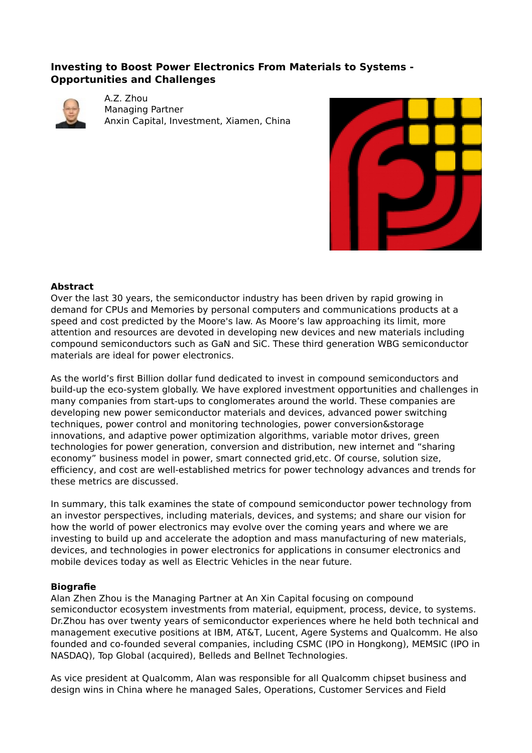## Investing to Boost Power Electronics From Materials to Systems - Opportunities and Challenges

A.Z. Zhou
Managing Partner
Anxin Capital, Investment, Xiamen, China

**Abstract**
Over the last 30 years, the semiconductor industry has been driven by rapid growing in demand for CPUs and Memories by personal computers and communications products at a speed and cost predicted by the Moore's law. As Moore's law approaching its limit, more attention and resources are devoted in developing new devices and new materials including compound semiconductors such as GaN and SiC. These third generation WBG semiconductor materials are ideal for power electronics.

As the world's first Billion dollar fund dedicated to invest in compound semiconductors and build-up the eco-system globally. We have explored investment opportunities and challenges in many companies from start-ups to conglomerates around the world. These companies are developing new power semiconductor materials and devices, advanced power switching techniques, power control and monitoring technologies, power conversion&storage innovations, and adaptive power optimization algorithms, variable motor drives, green technologies for power generation, conversion and distribution, new internet and "sharing economy" business model in power, smart connected grid,etc. Of course, solution size, efficiency, and cost are well-established metrics for power technology advances and trends for these metrics are discussed.

In summary, this talk examines the state of compound semiconductor power technology from an investor perspectives, including materials, devices, and systems; and share our vision for how the world of power electronics may evolve over the coming years and where we are investing to build up and accelerate the adoption and mass manufacturing of new materials, devices, and technologies in power electronics for applications in consumer electronics and mobile devices today as well as Electric Vehicles in the near future.

**Biografie**
Alan Zhen Zhou is the Managing Partner at An Xin Capital focusing on compound semiconductor ecosystem investments from material, equipment, process, device, to systems. Dr.Zhou has over twenty years of semiconductor experiences where he held both technical and management executive positions at IBM, AT&T, Lucent, Agere Systems and Qualcomm. He also founded and co-founded several companies, including CSMC (IPO in Hongkong), MEMSIC (IPO in NASDAQ), Top Global (acquired), Belleds and Bellnet Technologies.

As vice president at Qualcomm, Alan was responsible for all Qualcomm chipset business and design wins in China where he managed Sales, Operations, Customer Services and Field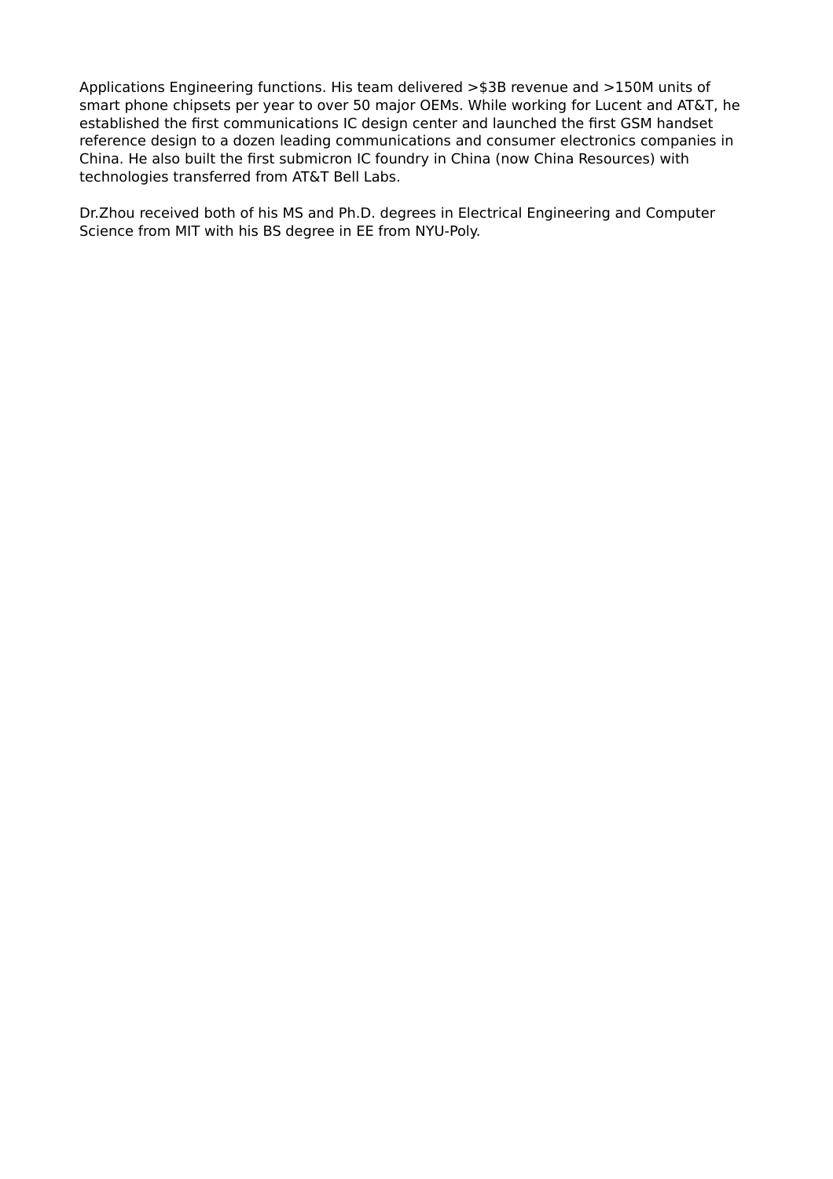Applications Engineering functions. His team delivered >$3B revenue and >150M units of smart phone chipsets per year to over 50 major OEMs. While working for Lucent and AT&T, he established the first communications IC design center and launched the first GSM handset reference design to a dozen leading communications and consumer electronics companies in China. He also built the first submicron IC foundry in China (now China Resources) with technologies transferred from AT&T Bell Labs.

Dr.Zhou received both of his MS and Ph.D. degrees in Electrical Engineering and Computer Science from MIT with his BS degree in EE from NYU-Poly.